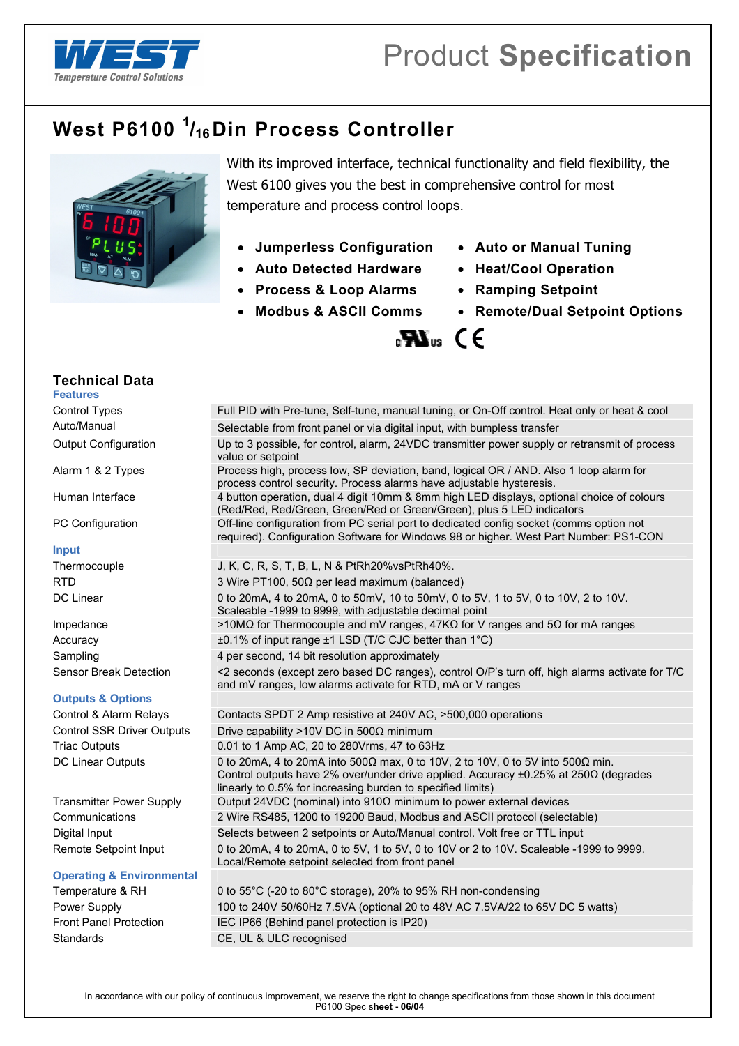Product **Specification**

# West P6100 $^{1}/_{16}$ Din Process Controller

With its improved interface, technical functionality and field flexibility, the West 6100 gives you the best in comprehensive control for most temperature and process control loops.

- **Jumperless Configuration**
- **Auto Detected Hardware**
- **Process & Loop Alarms**
- **Modbus & ASCII Comms**
- **Auto or Manual Tuning**
- **Heat/Cool Operation**
- **Ramping Setpoint**
- **Remote/Dual Setpoint Options**

## Technical Data

| | |
|---|---|
| **Features** | |
| Control Types | Full PID with Pre-tune, Self-tune, manual tuning, or On-Off control. Heat only or heat & cool |
| Auto/Manual | Selectable from front panel or via digital input, with bumpless transfer |
| Output Configuration | Up to 3 possible, for control, alarm, 24VDC transmitter power supply or retransmit of process value or setpoint |
| Alarm 1 & 2 Types | Process high, process low, SP deviation, band, logical OR / AND. Also 1 loop alarm for process control security. Process alarms have adjustable hysteresis. |
| Human Interface | 4 button operation, dual 4 digit 10mm & 8mm high LED displays, optional choice of colours (Red/Red, Red/Green, Green/Red or Green/Green), plus 5 LED indicators |
| PC Configuration | Off-line configuration from PC serial port to dedicated config socket (comms option not required). Configuration Software for Windows 98 or higher. West Part Number: PS1-CON |
| **Input** | |
| Thermocouple | J, K, C, R, S, T, B, L, N & PtRh20%vsPtRh40%. |
| RTD | 3 Wire PT100, 50Ω per lead maximum (balanced) |
| DC Linear | 0 to 20mA, 4 to 20mA, 0 to 50mV, 10 to 50mV, 0 to 5V, 1 to 5V, 0 to 10V, 2 to 10V. Scaleable -1999 to 9999, with adjustable decimal point |
| Impedance | >10MΩ for Thermocouple and mV ranges, 47KΩ for V ranges and 5Ω for mA ranges |
| Accuracy | ±0.1% of input range ±1 LSD (T/C CJC better than 1°C) |
| Sampling | 4 per second, 14 bit resolution approximately |
| Sensor Break Detection | <2 seconds (except zero based DC ranges), control O/P's turn off, high alarms activate for T/C and mV ranges, low alarms activate for RTD, mA or V ranges |
| **Outputs & Options** | |
| Control & Alarm Relays | Contacts SPDT 2 Amp resistive at 240V AC, >500,000 operations |
| Control SSR Driver Outputs | Drive capability >10V DC in 500Ω minimum |
| Triac Outputs | 0.01 to 1 Amp AC, 20 to 280Vrms, 47 to 63Hz |
| DC Linear Outputs | 0 to 20mA, 4 to 20mA into 500Ω max, 0 to 10V, 2 to 10V, 0 to 5V into 500Ω min. Control outputs have 2% over/under drive applied. Accuracy ±0.25% at 250Ω (degrades linearly to 0.5% for increasing burden to specified limits) |
| Transmitter Power Supply | Output 24VDC (nominal) into 910Ω minimum to power external devices |
| Communications | 2 Wire RS485, 1200 to 19200 Baud, Modbus and ASCII protocol (selectable) |
| Digital Input | Selects between 2 setpoints or Auto/Manual control. Volt free or TTL input |
| Remote Setpoint Input | 0 to 20mA, 4 to 20mA, 0 to 5V, 1 to 5V, 0 to 10V or 2 to 10V. Scaleable -1999 to 9999. Local/Remote setpoint selected from front panel |
| **Operating & Environmental** | |
| Temperature & RH | 0 to 55°C (-20 to 80°C storage), 20% to 95% RH non-condensing |
| Power Supply | 100 to 240V 50/60Hz 7.5VA (optional 20 to 48V AC 7.5VA/22 to 65V DC 5 watts) |
| Front Panel Protection | IEC IP66 (Behind panel protection is IP20) |
| Standards | CE, UL & ULC recognised |

In accordance with our policy of continuous improvement, we reserve the right to change specifications from those shown in this document
P6100 Spec **sheet - 06/04**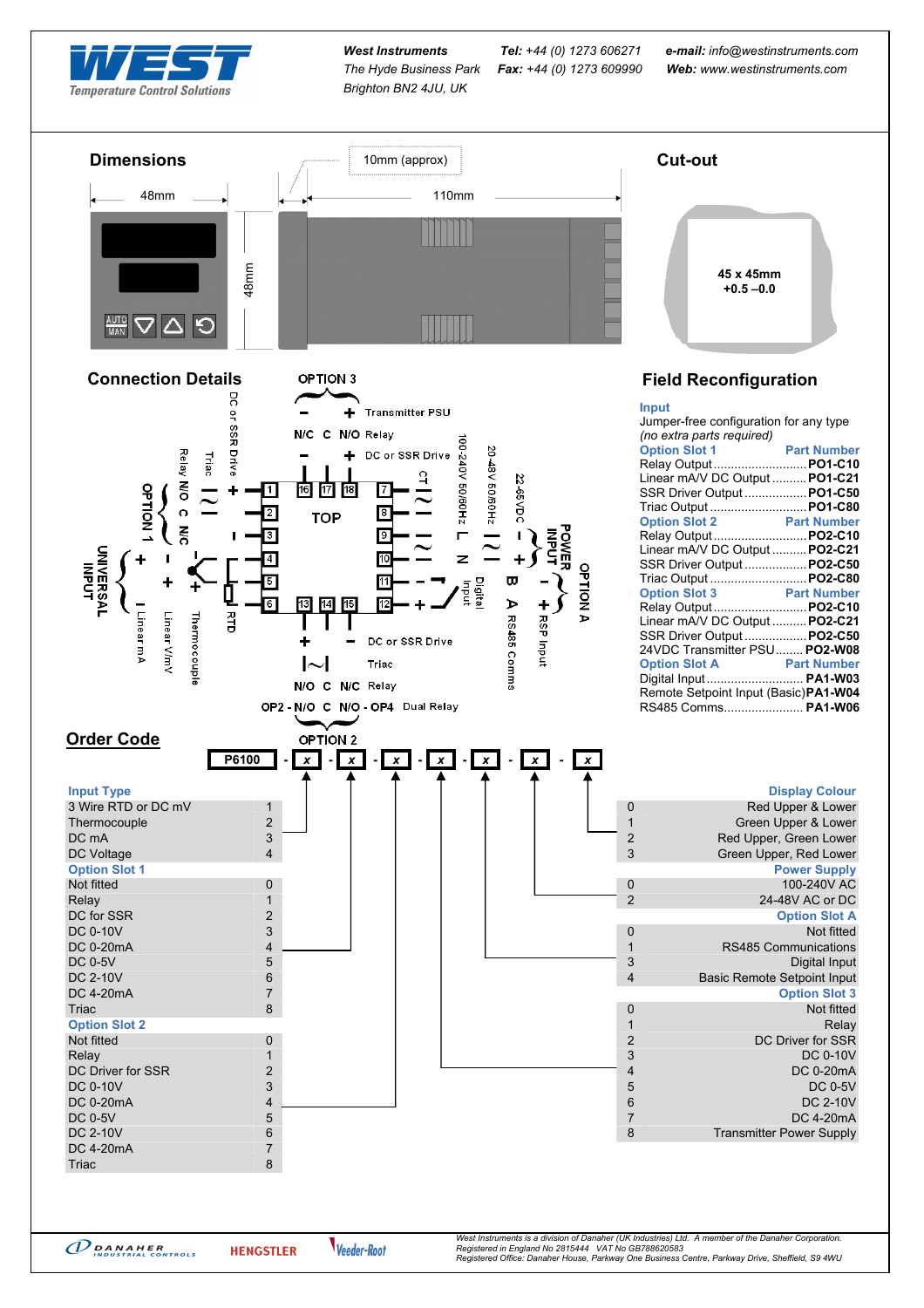**WEST**
Temperature Control Solutions

*West Instruments*
*The Hyde Business Park*
*Brighton BN2 4JU, UK*

*Tel: +44 (0) 1273 606271*
*Fax: +44 (0) 1273 609990*

*e-mail: info@westinstruments.com*
*Web: www.westinstruments.com*

## Dimensions

48mm
10mm (approx)
110mm
48mm
AUTO MAN

## Cut-out

45 x 45mm
+0.5 –0.0

## Connection Details

OPTION 3
– + Transmitter PSU
N/C C N/O Relay
– + DC or SSR Drive
CT
DC or SSR Drive
Triac
Relay N/O C N/C
OPTION 1
UNIVERSAL INPUT
Linear mA
Linear V/mV
Thermocouple
RTD
TOP
1 2 3 4 5 6 7 8 9 10 11 12 13 14 15 16 17 18
100-240V 50/60Hz L N
20-48V 50/60Hz
22-65VDC
POWER INPUT
Digital Input
B A RS485 Comms
RSP Input
OPTION A
+ – DC or SSR Drive
Triac
N/O C N/C Relay
OP2 - N/O C N/O - OP4 Dual Relay
OPTION 2

## Field Reconfiguration

**Input**
Jumper-free configuration for any type
*(no extra parts required)*

| Option Slot 1 | Part Number |
|---|---|
| Relay Output | PO1-C10 |
| Linear mA/V DC Output | PO1-C21 |
| SSR Driver Output | PO1-C50 |
| Triac Output | PO1-C80 |
| **Option Slot 2** | **Part Number** |
| Relay Output | PO2-C10 |
| Linear mA/V DC Output | PO2-C21 |
| SSR Driver Output | PO2-C50 |
| Triac Output | PO2-C80 |
| **Option Slot 3** | **Part Number** |
| Relay Output | PO2-C10 |
| Linear mA/V DC Output | PO2-C21 |
| SSR Driver Output | PO2-C50 |
| 24VDC Transmitter PSU | PO2-W08 |
| **Option Slot A** | **Part Number** |
| Digital Input | PA1-W03 |
| Remote Setpoint Input (Basic) | PA1-W04 |
| RS485 Comms | PA1-W06 |

## Order Code

P6100 - x - x - x - x - x - x - x

| Input Type | |
|---|---|
| 3 Wire RTD or DC mV | 1 |
| Thermocouple | 2 |
| DC mA | 3 |
| DC Voltage | 4 |
| **Option Slot 1** | |
| Not fitted | 0 |
| Relay | 1 |
| DC for SSR | 2 |
| DC 0-10V | 3 |
| DC 0-20mA | 4 |
| DC 0-5V | 5 |
| DC 2-10V | 6 |
| DC 4-20mA | 7 |
| Triac | 8 |
| **Option Slot 2** | |
| Not fitted | 0 |
| Relay | 1 |
| DC Driver for SSR | 2 |
| DC 0-10V | 3 |
| DC 0-20mA | 4 |
| DC 0-5V | 5 |
| DC 2-10V | 6 |
| DC 4-20mA | 7 |
| Triac | 8 |

| | Display Colour |
|---|---|
| 0 | Red Upper & Lower |
| 1 | Green Upper & Lower |
| 2 | Red Upper, Green Lower |
| 3 | Green Upper, Red Lower |
| | **Power Supply** |
| 0 | 100-240V AC |
| 2 | 24-48V AC or DC |
| | **Option Slot A** |
| 0 | Not fitted |
| 1 | RS485 Communications |
| 3 | Digital Input |
| 4 | Basic Remote Setpoint Input |
| | **Option Slot 3** |
| 0 | Not fitted |
| 1 | Relay |
| 2 | DC Driver for SSR |
| 3 | DC 0-10V |
| 4 | DC 0-20mA |
| 5 | DC 0-5V |
| 6 | DC 2-10V |
| 7 | DC 4-20mA |
| 8 | Transmitter Power Supply |

DANAHER INDUSTRIAL CONTROLS HENGSTLER Veeder-Root

*West Instruments is a division of Danaher (UK Industries) Ltd. A member of the Danaher Corporation.*
*Registered in England No 2815444 VAT No GB788620583*
*Registered Office: Danaher House, Parkway One Business Centre, Parkway Drive, Sheffield, S9 4WU*